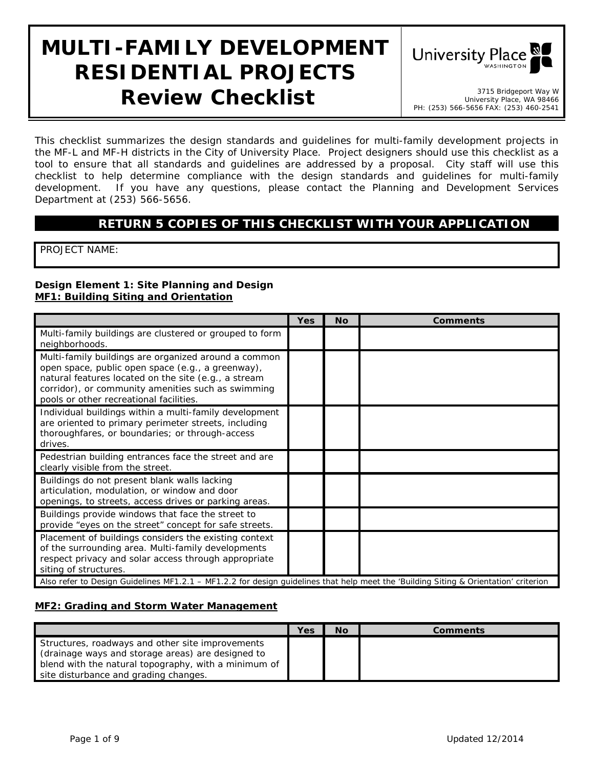# MULTI-FAMILY DEVELOPMENT RESIDENTIAL PROJECTS Review Checklist

University Place WASHINGTON

3715 Bridgeport Way W
University Place, WA 98466
PH: (253) 566-5656 FAX: (253) 460-2541

This checklist summarizes the design standards and guidelines for multi-family development projects in the MF-L and MF-H districts in the City of University Place. Project designers should use this checklist as a tool to ensure that all standards and guidelines are addressed by a proposal. City staff will use this checklist to help determine compliance with the design standards and guidelines for multi-family development. If you have any questions, please contact the Planning and Development Services Department at (253) 566-5656.

**RETURN 5 COPIES OF THIS CHECKLIST WITH YOUR APPLICATION**

PROJECT NAME:

**Design Element 1: Site Planning and Design**

**MF1: Building Siting and Orientation**

| | Yes | No | Comments |
|---|---|---|---|
| Multi-family buildings are clustered or grouped to form neighborhoods. | | | |
| Multi-family buildings are organized around a common open space, public open space (e.g., a greenway), natural features located on the site (e.g., a stream corridor), or community amenities such as swimming pools or other recreational facilities. | | | |
| Individual buildings within a multi-family development are oriented to primary perimeter streets, including thoroughfares, or boundaries; or through-access drives. | | | |
| Pedestrian building entrances face the street and are clearly visible from the street. | | | |
| Buildings do not present blank walls lacking articulation, modulation, or window and door openings, to streets, access drives or parking areas. | | | |
| Buildings provide windows that face the street to provide "eyes on the street" concept for safe streets. | | | |
| Placement of buildings considers the existing context of the surrounding area. Multi-family developments respect privacy and solar access through appropriate siting of structures. | | | |
| Also refer to Design Guidelines MF1.2.1 – MF1.2.2 for design guidelines that help meet the 'Building Siting & Orientation' criterion | | | |

**MF2: Grading and Storm Water Management**

| | Yes | No | Comments |
|---|---|---|---|
| Structures, roadways and other site improvements (drainage ways and storage areas) are designed to blend with the natural topography, with a minimum of site disturbance and grading changes. | | | |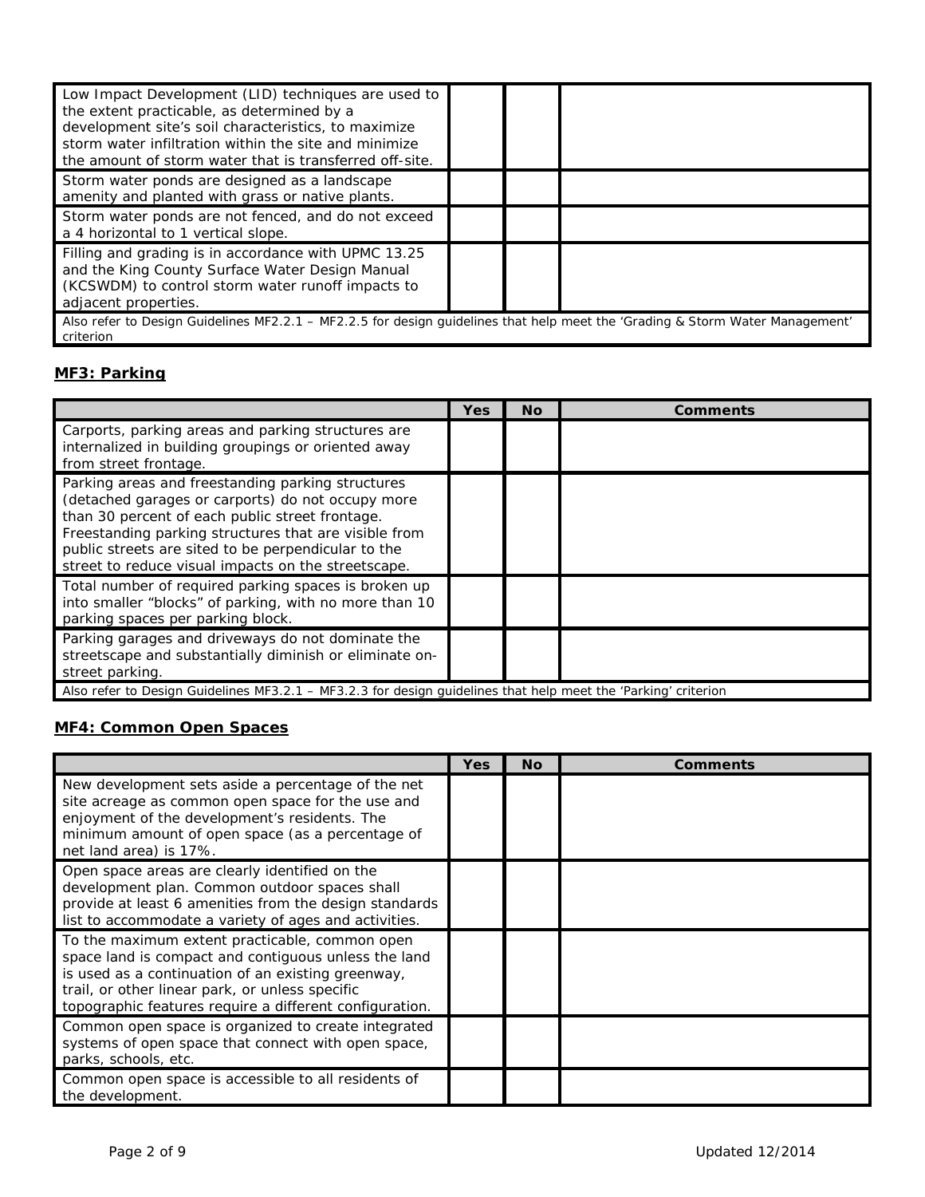| | Yes | No | Comments |
|---|---|---|---|
| Low Impact Development (LID) techniques are used to the extent practicable, as determined by a development site's soil characteristics, to maximize storm water infiltration within the site and minimize the amount of storm water that is transferred off-site. | | | |
| Storm water ponds are designed as a landscape amenity and planted with grass or native plants. | | | |
| Storm water ponds are not fenced, and do not exceed a 4 horizontal to 1 vertical slope. | | | |
| Filling and grading is in accordance with UPMC 13.25 and the King County Surface Water Design Manual (KCSWDM) to control storm water runoff impacts to adjacent properties. | | | |
| Also refer to Design Guidelines MF2.2.1 – MF2.2.5 for design guidelines that help meet the 'Grading & Storm Water Management' criterion | | | |

## MF3: Parking

| | Yes | No | Comments |
|---|---|---|---|
| Carports, parking areas and parking structures are internalized in building groupings or oriented away from street frontage. | | | |
| Parking areas and freestanding parking structures (detached garages or carports) do not occupy more than 30 percent of each public street frontage. Freestanding parking structures that are visible from public streets are sited to be perpendicular to the street to reduce visual impacts on the streetscape. | | | |
| Total number of required parking spaces is broken up into smaller "blocks" of parking, with no more than 10 parking spaces per parking block. | | | |
| Parking garages and driveways do not dominate the streetscape and substantially diminish or eliminate on-street parking. | | | |
| Also refer to Design Guidelines MF3.2.1 – MF3.2.3 for design guidelines that help meet the 'Parking' criterion | | | |

## MF4: Common Open Spaces

| | Yes | No | Comments |
|---|---|---|---|
| New development sets aside a percentage of the net site acreage as common open space for the use and enjoyment of the development's residents. The minimum amount of open space (as a percentage of net land area) is 17%. | | | |
| Open space areas are clearly identified on the development plan. Common outdoor spaces shall provide at least 6 amenities from the design standards list to accommodate a variety of ages and activities. | | | |
| To the maximum extent practicable, common open space land is compact and contiguous unless the land is used as a continuation of an existing greenway, trail, or other linear park, or unless specific topographic features require a different configuration. | | | |
| Common open space is organized to create integrated systems of open space that connect with open space, parks, schools, etc. | | | |
| Common open space is accessible to all residents of the development. | | | |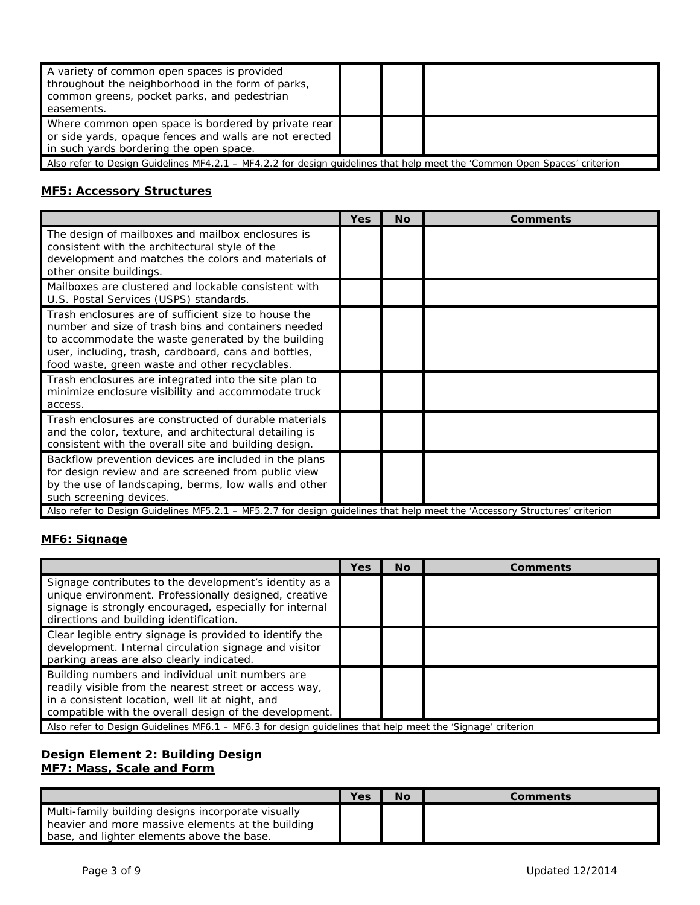| | Yes | No | Comments |
|---|---|---|---|
| A variety of common open spaces is provided throughout the neighborhood in the form of parks, common greens, pocket parks, and pedestrian easements. | | | |
| Where common open space is bordered by private rear or side yards, opaque fences and walls are not erected in such yards bordering the open space. | | | |
| Also refer to Design Guidelines MF4.2.1 – MF4.2.2 for design guidelines that help meet the ‘Common Open Spaces’ criterion | | | |

## MF5: Accessory Structures

| | Yes | No | Comments |
|---|---|---|---|
| The design of mailboxes and mailbox enclosures is consistent with the architectural style of the development and matches the colors and materials of other onsite buildings. | | | |
| Mailboxes are clustered and lockable consistent with U.S. Postal Services (USPS) standards. | | | |
| Trash enclosures are of sufficient size to house the number and size of trash bins and containers needed to accommodate the waste generated by the building user, including, trash, cardboard, cans and bottles, food waste, green waste and other recyclables. | | | |
| Trash enclosures are integrated into the site plan to minimize enclosure visibility and accommodate truck access. | | | |
| Trash enclosures are constructed of durable materials and the color, texture, and architectural detailing is consistent with the overall site and building design. | | | |
| Backflow prevention devices are included in the plans for design review and are screened from public view by the use of landscaping, berms, low walls and other such screening devices. | | | |
| Also refer to Design Guidelines MF5.2.1 – MF5.2.7 for design guidelines that help meet the ‘Accessory Structures’ criterion | | | |

## MF6: Signage

| | Yes | No | Comments |
|---|---|---|---|
| Signage contributes to the development’s identity as a unique environment. Professionally designed, creative signage is strongly encouraged, especially for internal directions and building identification. | | | |
| Clear legible entry signage is provided to identify the development. Internal circulation signage and visitor parking areas are also clearly indicated. | | | |
| Building numbers and individual unit numbers are readily visible from the nearest street or access way, in a consistent location, well lit at night, and compatible with the overall design of the development. | | | |
| Also refer to Design Guidelines MF6.1 – MF6.3 for design guidelines that help meet the ‘Signage’ criterion | | | |

**Design Element 2: Building Design**

## MF7: Mass, Scale and Form

| | Yes | No | Comments |
|---|---|---|---|
| Multi-family building designs incorporate visually heavier and more massive elements at the building base, and lighter elements above the base. | | | |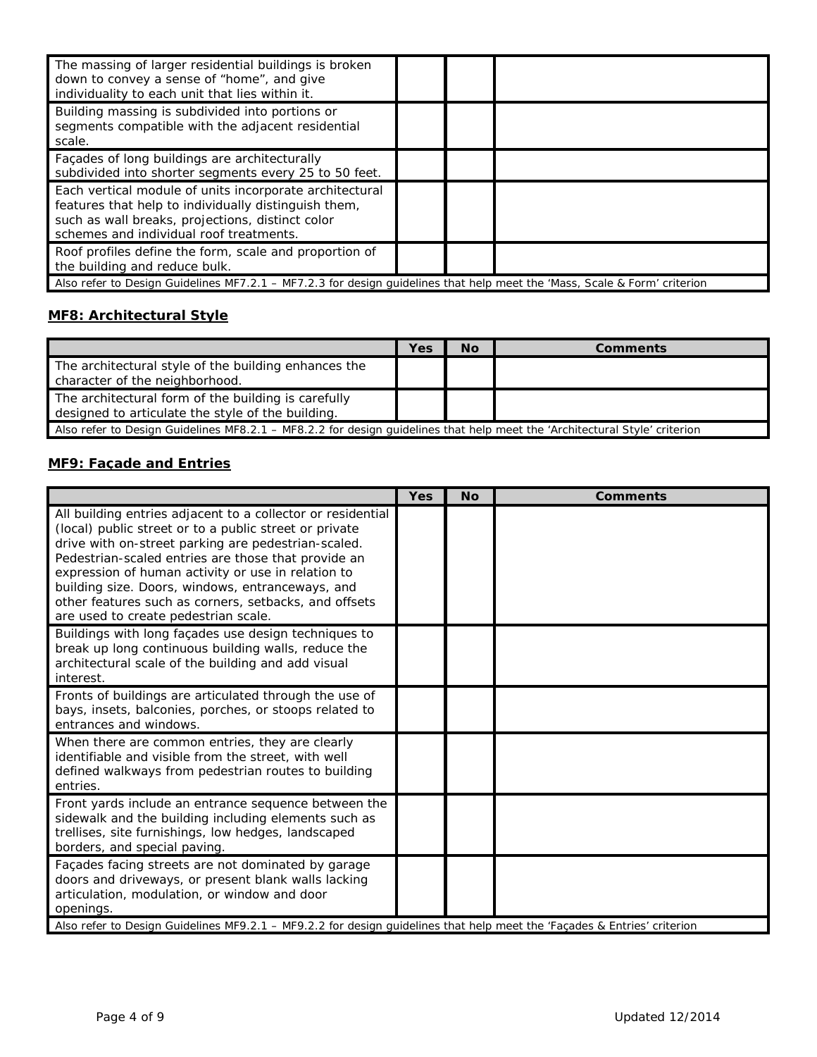| | | | |
|---|---|---|---|
| The massing of larger residential buildings is broken down to convey a sense of "home", and give individuality to each unit that lies within it. | | | |
| Building massing is subdivided into portions or segments compatible with the adjacent residential scale. | | | |
| Façades of long buildings are architecturally subdivided into shorter segments every 25 to 50 feet. | | | |
| Each vertical module of units incorporate architectural features that help to individually distinguish them, such as wall breaks, projections, distinct color schemes and individual roof treatments. | | | |
| Roof profiles define the form, scale and proportion of the building and reduce bulk. | | | |
| *Also refer to Design Guidelines MF7.2.1 – MF7.2.3 for design guidelines that help meet the 'Mass, Scale & Form' criterion* | | | |

## MF8: Architectural Style

| | Yes | No | Comments |
|---|---|---|---|
| The architectural style of the building enhances the character of the neighborhood. | | | |
| The architectural form of the building is carefully designed to articulate the style of the building. | | | |
| *Also refer to Design Guidelines MF8.2.1 – MF8.2.2 for design guidelines that help meet the 'Architectural Style' criterion* | | | |

## MF9: Façade and Entries

| | Yes | No | Comments |
|---|---|---|---|
| All building entries adjacent to a collector or residential (local) public street or to a public street or private drive with on-street parking are pedestrian-scaled. Pedestrian-scaled entries are those that provide an expression of human activity or use in relation to building size. Doors, windows, entranceways, and other features such as corners, setbacks, and offsets are used to create pedestrian scale. | | | |
| Buildings with long façades use design techniques to break up long continuous building walls, reduce the architectural scale of the building and add visual interest. | | | |
| Fronts of buildings are articulated through the use of bays, insets, balconies, porches, or stoops related to entrances and windows. | | | |
| When there are common entries, they are clearly identifiable and visible from the street, with well defined walkways from pedestrian routes to building entries. | | | |
| Front yards include an entrance sequence between the sidewalk and the building including elements such as trellises, site furnishings, low hedges, landscaped borders, and special paving. | | | |
| Façades facing streets are not dominated by garage doors and driveways, or present blank walls lacking articulation, modulation, or window and door openings. | | | |
| *Also refer to Design Guidelines MF9.2.1 – MF9.2.2 for design guidelines that help meet the 'Façades & Entries' criterion* | | | |

Updated 12/2014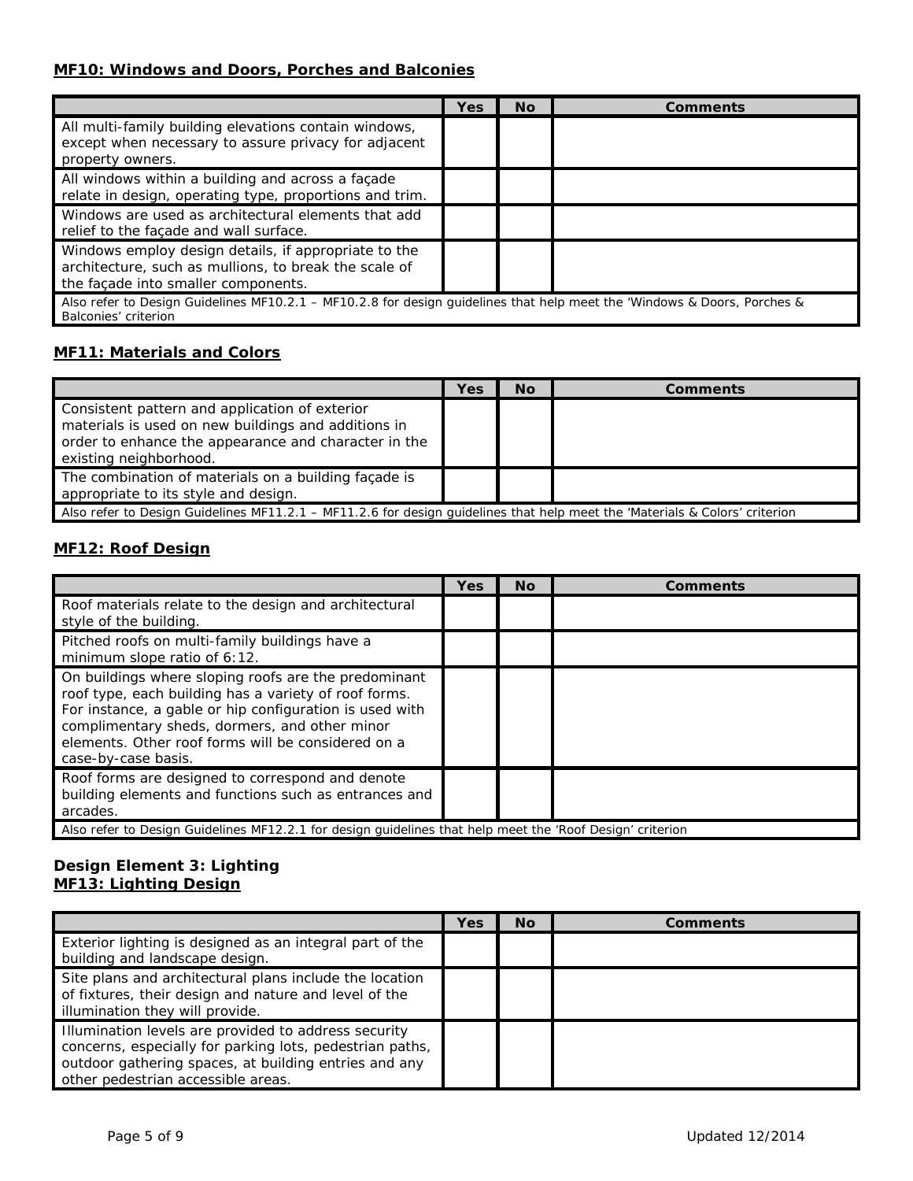### MF10: Windows and Doors, Porches and Balconies

| | Yes | No | Comments |
|---|---|---|---|
| All multi-family building elevations contain windows, except when necessary to assure privacy for adjacent property owners. | | | |
| All windows within a building and across a façade relate in design, operating type, proportions and trim. | | | |
| Windows are used as architectural elements that add relief to the façade and wall surface. | | | |
| Windows employ design details, if appropriate to the architecture, such as mullions, to break the scale of the façade into smaller components. | | | |
| Also refer to Design Guidelines MF10.2.1 – MF10.2.8 for design guidelines that help meet the 'Windows & Doors, Porches & Balconies' criterion | | | |

### MF11: Materials and Colors

| | Yes | No | Comments |
|---|---|---|---|
| Consistent pattern and application of exterior materials is used on new buildings and additions in order to enhance the appearance and character in the existing neighborhood. | | | |
| The combination of materials on a building façade is appropriate to its style and design. | | | |
| Also refer to Design Guidelines MF11.2.1 – MF11.2.6 for design guidelines that help meet the 'Materials & Colors' criterion | | | |

### MF12: Roof Design

| | Yes | No | Comments |
|---|---|---|---|
| Roof materials relate to the design and architectural style of the building. | | | |
| Pitched roofs on multi-family buildings have a minimum slope ratio of 6:12. | | | |
| On buildings where sloping roofs are the predominant roof type, each building has a variety of roof forms. For instance, a gable or hip configuration is used with complimentary sheds, dormers, and other minor elements. Other roof forms will be considered on a case-by-case basis. | | | |
| Roof forms are designed to correspond and denote building elements and functions such as entrances and arcades. | | | |
| Also refer to Design Guidelines MF12.2.1 for design guidelines that help meet the 'Roof Design' criterion | | | |

**Design Element 3: Lighting**

### MF13: Lighting Design

| | Yes | No | Comments |
|---|---|---|---|
| Exterior lighting is designed as an integral part of the building and landscape design. | | | |
| Site plans and architectural plans include the location of fixtures, their design and nature and level of the illumination they will provide. | | | |
| Illumination levels are provided to address security concerns, especially for parking lots, pedestrian paths, outdoor gathering spaces, at building entries and any other pedestrian accessible areas. | | | |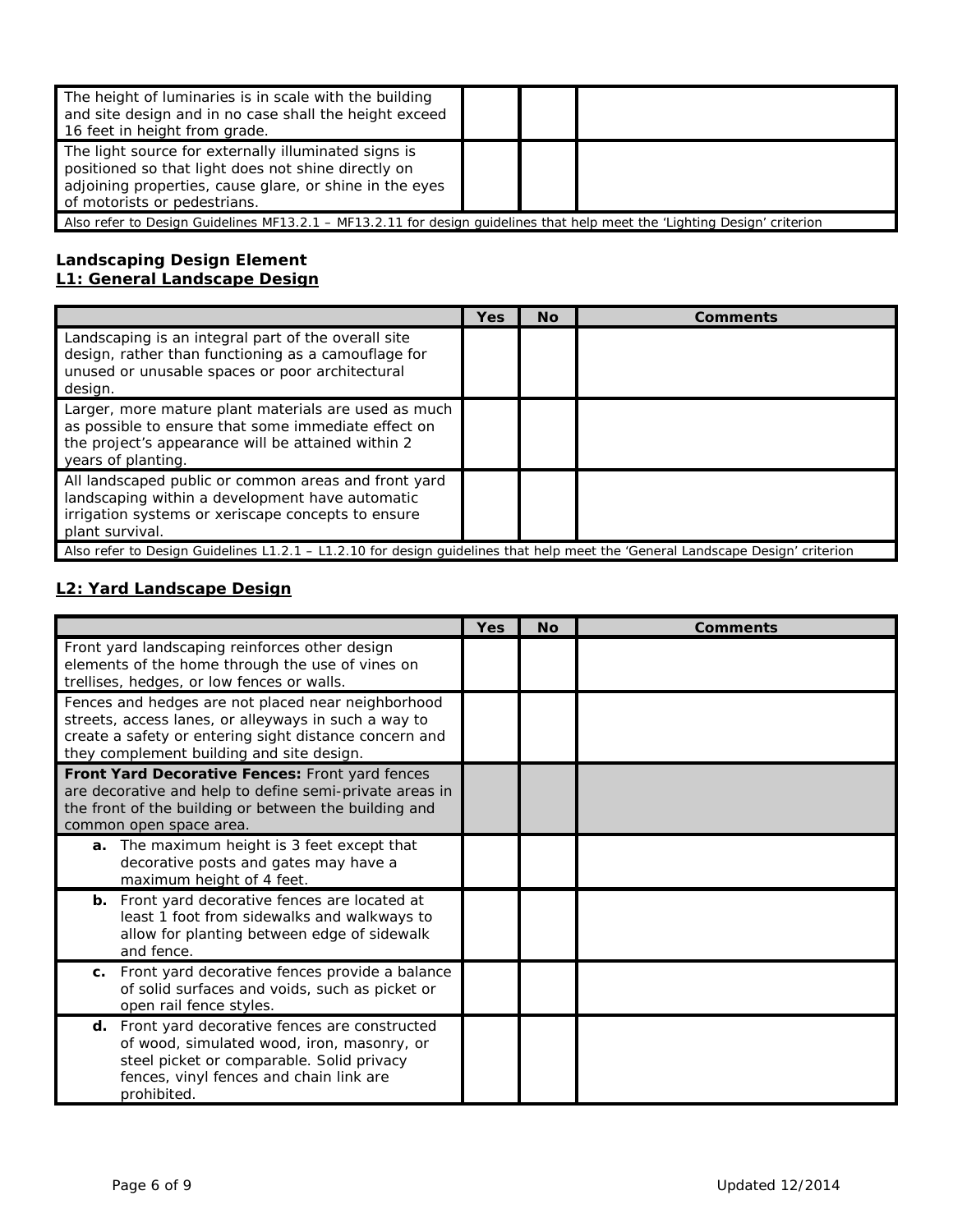| | | | |
|---|---|---|---|
| The height of luminaries is in scale with the building and site design and in no case shall the height exceed 16 feet in height from grade. | | | |
| The light source for externally illuminated signs is positioned so that light does not shine directly on adjoining properties, cause glare, or shine in the eyes of motorists or pedestrians. | | | |
| Also refer to Design Guidelines MF13.2.1 – MF13.2.11 for design guidelines that help meet the 'Lighting Design' criterion | | | |

**Landscaping Design Element**

**L1: General Landscape Design**

| | Yes | No | Comments |
|---|---|---|---|
| Landscaping is an integral part of the overall site design, rather than functioning as a camouflage for unused or unusable spaces or poor architectural design. | | | |
| Larger, more mature plant materials are used as much as possible to ensure that some immediate effect on the project's appearance will be attained within 2 years of planting. | | | |
| All landscaped public or common areas and front yard landscaping within a development have automatic irrigation systems or xeriscape concepts to ensure plant survival. | | | |
| Also refer to Design Guidelines L1.2.1 – L1.2.10 for design guidelines that help meet the 'General Landscape Design' criterion | | | |

**L2: Yard Landscape Design**

| | Yes | No | Comments |
|---|---|---|---|
| Front yard landscaping reinforces other design elements of the home through the use of vines on trellises, hedges, or low fences or walls. | | | |
| Fences and hedges are not placed near neighborhood streets, access lanes, or alleyways in such a way to create a safety or entering sight distance concern and they complement building and site design. | | | |
| **Front Yard Decorative Fences:** Front yard fences are decorative and help to define semi-private areas in the front of the building or between the building and common open space area. | | | |
| **a.** The maximum height is 3 feet except that decorative posts and gates may have a maximum height of 4 feet. | | | |
| **b.** Front yard decorative fences are located at least 1 foot from sidewalks and walkways to allow for planting between edge of sidewalk and fence. | | | |
| **c.** Front yard decorative fences provide a balance of solid surfaces and voids, such as picket or open rail fence styles. | | | |
| **d.** Front yard decorative fences are constructed of wood, simulated wood, iron, masonry, or steel picket or comparable. Solid privacy fences, vinyl fences and chain link are prohibited. | | | |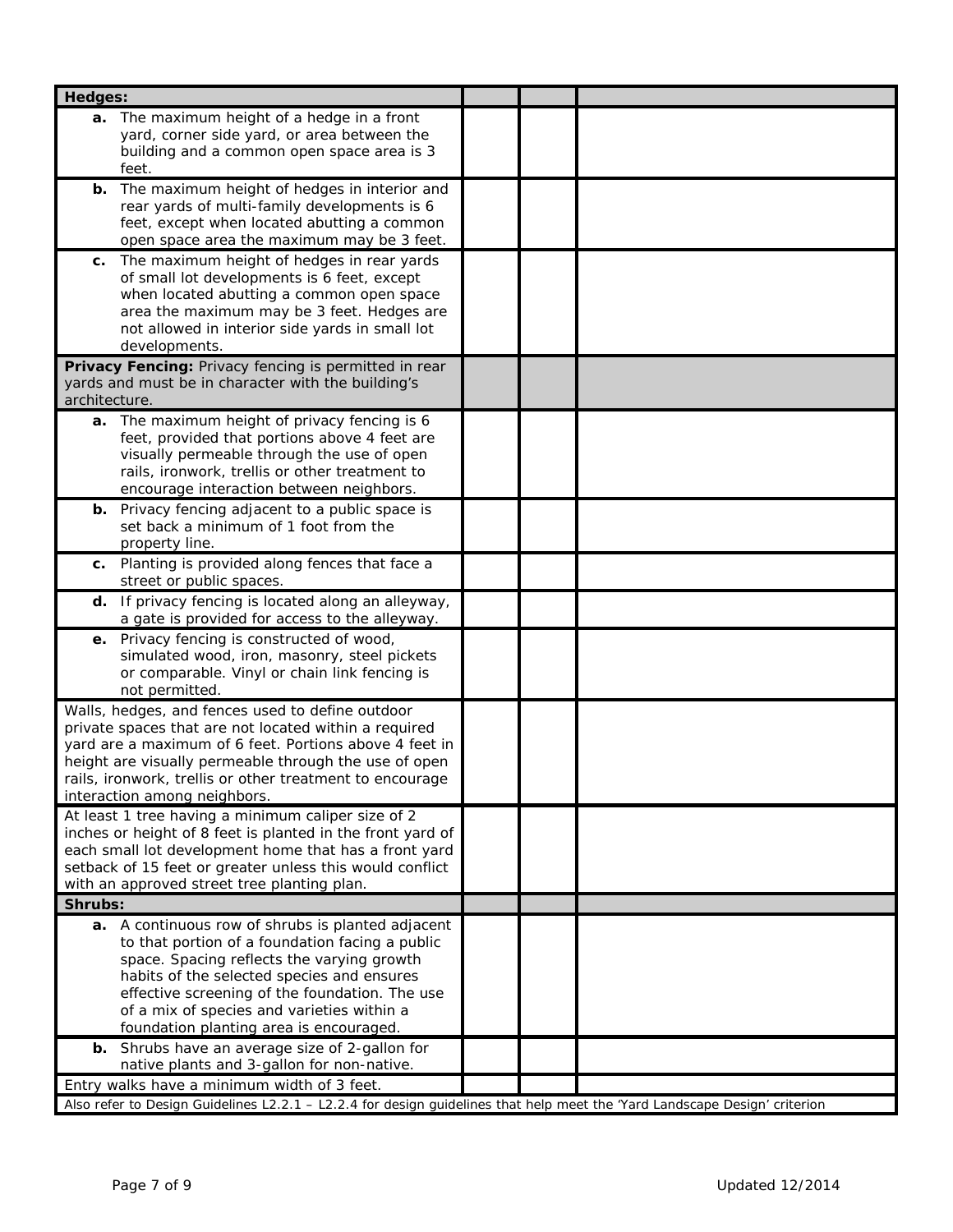| **Hedges:** | | | |
|---|---|---|---|
| **a.** The maximum height of a hedge in a front yard, corner side yard, or area between the building and a common open space area is 3 feet. | | | |
| **b.** The maximum height of hedges in interior and rear yards of multi-family developments is 6 feet, except when located abutting a common open space area the maximum may be 3 feet. | | | |
| **c.** The maximum height of hedges in rear yards of small lot developments is 6 feet, except when located abutting a common open space area the maximum may be 3 feet. Hedges are not allowed in interior side yards in small lot developments. | | | |
| **Privacy Fencing:** Privacy fencing is permitted in rear yards and must be in character with the building's architecture. | | | |
| **a.** The maximum height of privacy fencing is 6 feet, provided that portions above 4 feet are visually permeable through the use of open rails, ironwork, trellis or other treatment to encourage interaction between neighbors. | | | |
| **b.** Privacy fencing adjacent to a public space is set back a minimum of 1 foot from the property line. | | | |
| **c.** Planting is provided along fences that face a street or public spaces. | | | |
| **d.** If privacy fencing is located along an alleyway, a gate is provided for access to the alleyway. | | | |
| **e.** Privacy fencing is constructed of wood, simulated wood, iron, masonry, steel pickets or comparable. Vinyl or chain link fencing is not permitted. | | | |
| Walls, hedges, and fences used to define outdoor private spaces that are not located within a required yard are a maximum of 6 feet. Portions above 4 feet in height are visually permeable through the use of open rails, ironwork, trellis or other treatment to encourage interaction among neighbors. | | | |
| At least 1 tree having a minimum caliper size of 2 inches or height of 8 feet is planted in the front yard of each small lot development home that has a front yard setback of 15 feet or greater unless this would conflict with an approved street tree planting plan. | | | |
| **Shrubs:** | | | |
| **a.** A continuous row of shrubs is planted adjacent to that portion of a foundation facing a public space. Spacing reflects the varying growth habits of the selected species and ensures effective screening of the foundation. The use of a mix of species and varieties within a foundation planting area is encouraged. | | | |
| **b.** Shrubs have an average size of 2-gallon for native plants and 3-gallon for non-native. | | | |
| Entry walks have a minimum width of 3 feet. | | | |
| Also refer to Design Guidelines L2.2.1 – L2.2.4 for design guidelines that help meet the 'Yard Landscape Design' criterion | | | |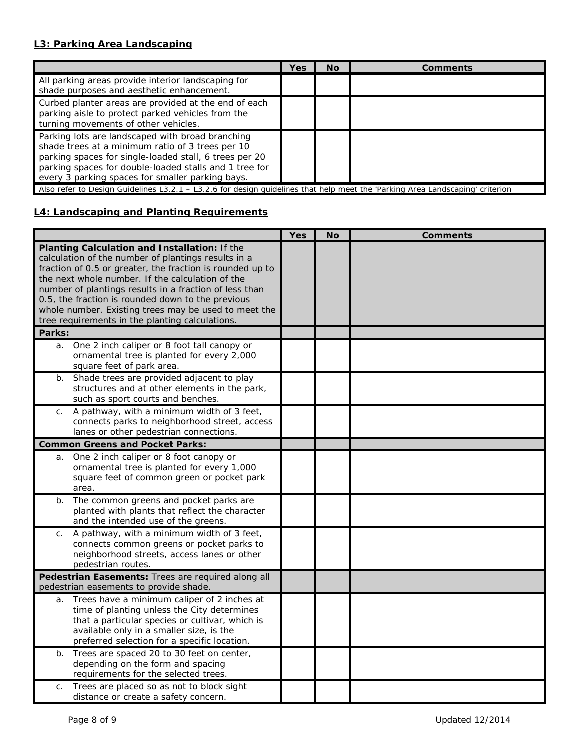## L3: Parking Area Landscaping

| | Yes | No | Comments |
|---|---|---|---|
| All parking areas provide interior landscaping for shade purposes and aesthetic enhancement. | | | |
| Curbed planter areas are provided at the end of each parking aisle to protect parked vehicles from the turning movements of other vehicles. | | | |
| Parking lots are landscaped with broad branching shade trees at a minimum ratio of 3 trees per 10 parking spaces for single-loaded stall, 6 trees per 20 parking spaces for double-loaded stalls and 1 tree for every 3 parking spaces for smaller parking bays. | | | |
| Also refer to Design Guidelines L3.2.1 – L3.2.6 for design guidelines that help meet the 'Parking Area Landscaping' criterion | | | |

## L4: Landscaping and Planting Requirements

| | Yes | No | Comments |
|---|---|---|---|
| **Planting Calculation and Installation:** If the calculation of the number of plantings results in a fraction of 0.5 or greater, the fraction is rounded up to the next whole number. If the calculation of the number of plantings results in a fraction of less than 0.5, the fraction is rounded down to the previous whole number. Existing trees may be used to meet the tree requirements in the planting calculations. | | | |
| **Parks:** | | | |
| a. One 2 inch caliper or 8 foot tall canopy or ornamental tree is planted for every 2,000 square feet of park area. | | | |
| b. Shade trees are provided adjacent to play structures and at other elements in the park, such as sport courts and benches. | | | |
| c. A pathway, with a minimum width of 3 feet, connects parks to neighborhood street, access lanes or other pedestrian connections. | | | |
| **Common Greens and Pocket Parks:** | | | |
| a. One 2 inch caliper or 8 foot canopy or ornamental tree is planted for every 1,000 square feet of common green or pocket park area. | | | |
| b. The common greens and pocket parks are planted with plants that reflect the character and the intended use of the greens. | | | |
| c. A pathway, with a minimum width of 3 feet, connects common greens or pocket parks to neighborhood streets, access lanes or other pedestrian routes. | | | |
| **Pedestrian Easements:** Trees are required along all pedestrian easements to provide shade. | | | |
| a. Trees have a minimum caliper of 2 inches at time of planting unless the City determines that a particular species or cultivar, which is available only in a smaller size, is the preferred selection for a specific location. | | | |
| b. Trees are spaced 20 to 30 feet on center, depending on the form and spacing requirements for the selected trees. | | | |
| c. Trees are placed so as not to block sight distance or create a safety concern. | | | |

Updated 12/2014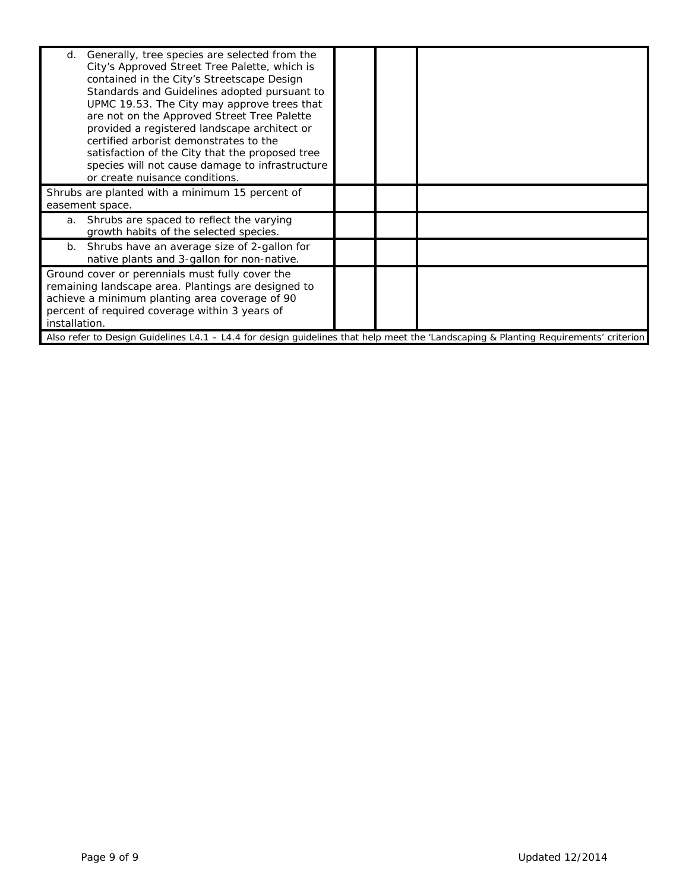| | | | |
|---|---|---|---|
| d. Generally, tree species are selected from the City's Approved Street Tree Palette, which is contained in the City's Streetscape Design Standards and Guidelines adopted pursuant to UPMC 19.53. The City may approve trees that are not on the Approved Street Tree Palette provided a registered landscape architect or certified arborist demonstrates to the satisfaction of the City that the proposed tree species will not cause damage to infrastructure or create nuisance conditions. | | | |
| Shrubs are planted with a minimum 15 percent of easement space. | | | |
| a. Shrubs are spaced to reflect the varying growth habits of the selected species. | | | |
| b. Shrubs have an average size of 2-gallon for native plants and 3-gallon for non-native. | | | |
| Ground cover or perennials must fully cover the remaining landscape area. Plantings are designed to achieve a minimum planting area coverage of 90 percent of required coverage within 3 years of installation. | | | |
| Also refer to Design Guidelines L4.1 – L4.4 for design guidelines that help meet the 'Landscaping & Planting Requirements' criterion | | | |

Updated 12/2014